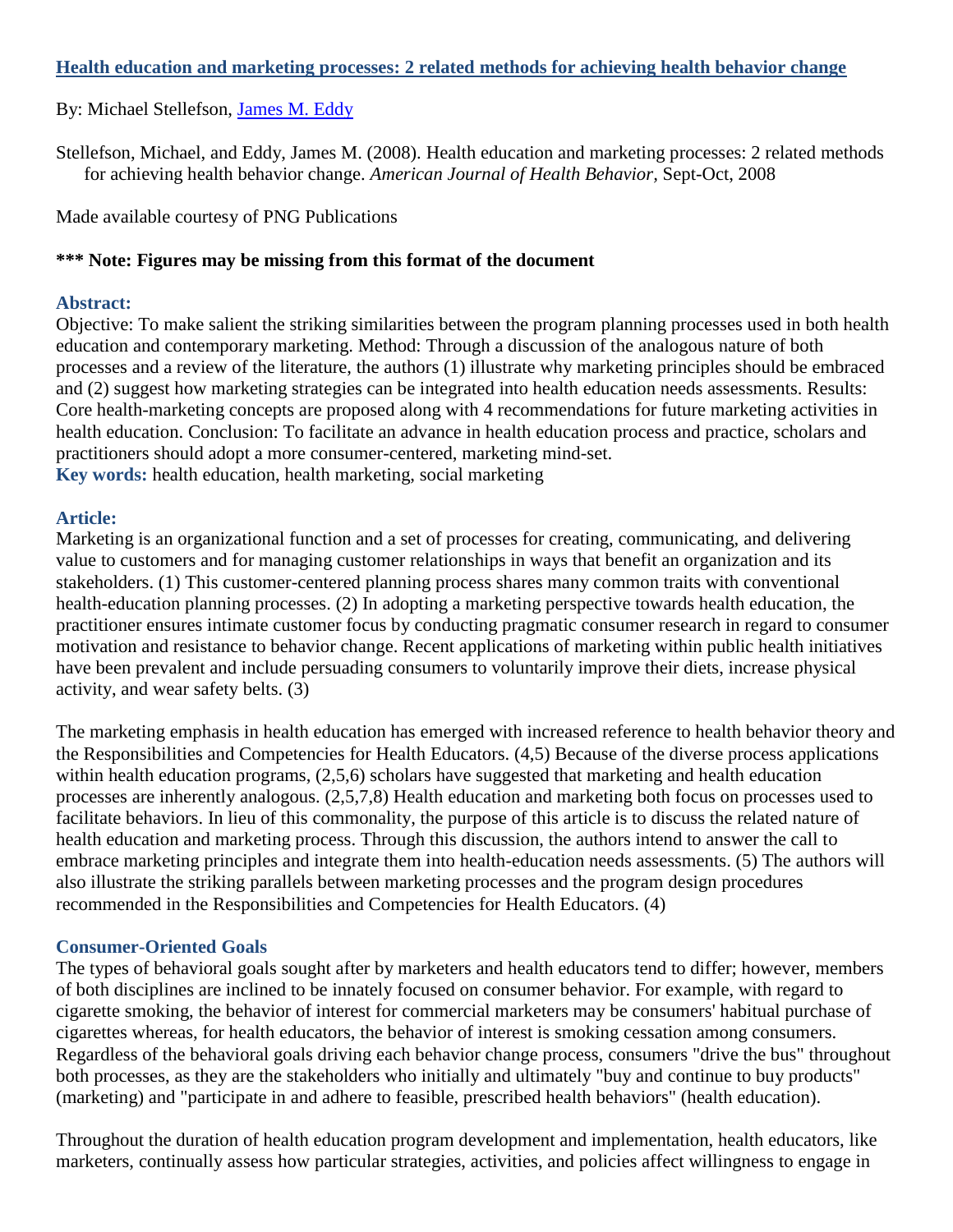# Health education and marketing processes: 2 related methods for achieving health behavior change

By: Michael Stellefson, James M. Eddy

Stellefson, Michael, and Eddy, James M. (2008). Health education and marketing processes: 2 related methods for achieving health behavior change. *American Journal of Health Behavior*, Sept-Oct, 2008

Made available courtesy of PNG Publications

**\*\*\* Note: Figures may be missing from this format of the document**

## Abstract:

Objective: To make salient the striking similarities between the program planning processes used in both health education and contemporary marketing. Method: Through a discussion of the analogous nature of both processes and a review of the literature, the authors (1) illustrate why marketing principles should be embraced and (2) suggest how marketing strategies can be integrated into health education needs assessments. Results: Core health-marketing concepts are proposed along with 4 recommendations for future marketing activities in health education. Conclusion: To facilitate an advance in health education process and practice, scholars and practitioners should adopt a more consumer-centered, marketing mind-set.

**Key words:** health education, health marketing, social marketing

## Article:

Marketing is an organizational function and a set of processes for creating, communicating, and delivering value to customers and for managing customer relationships in ways that benefit an organization and its stakeholders. (1) This customer-centered planning process shares many common traits with conventional health-education planning processes. (2) In adopting a marketing perspective towards health education, the practitioner ensures intimate customer focus by conducting pragmatic consumer research in regard to consumer motivation and resistance to behavior change. Recent applications of marketing within public health initiatives have been prevalent and include persuading consumers to voluntarily improve their diets, increase physical activity, and wear safety belts. (3)

The marketing emphasis in health education has emerged with increased reference to health behavior theory and the Responsibilities and Competencies for Health Educators. (4,5) Because of the diverse process applications within health education programs, (2,5,6) scholars have suggested that marketing and health education processes are inherently analogous. (2,5,7,8) Health education and marketing both focus on processes used to facilitate behaviors. In lieu of this commonality, the purpose of this article is to discuss the related nature of health education and marketing process. Through this discussion, the authors intend to answer the call to embrace marketing principles and integrate them into health-education needs assessments. (5) The authors will also illustrate the striking parallels between marketing processes and the program design procedures recommended in the Responsibilities and Competencies for Health Educators. (4)

### Consumer-Oriented Goals

The types of behavioral goals sought after by marketers and health educators tend to differ; however, members of both disciplines are inclined to be innately focused on consumer behavior. For example, with regard to cigarette smoking, the behavior of interest for commercial marketers may be consumers' habitual purchase of cigarettes whereas, for health educators, the behavior of interest is smoking cessation among consumers. Regardless of the behavioral goals driving each behavior change process, consumers "drive the bus" throughout both processes, as they are the stakeholders who initially and ultimately "buy and continue to buy products" (marketing) and "participate in and adhere to feasible, prescribed health behaviors" (health education).

Throughout the duration of health education program development and implementation, health educators, like marketers, continually assess how particular strategies, activities, and policies affect willingness to engage in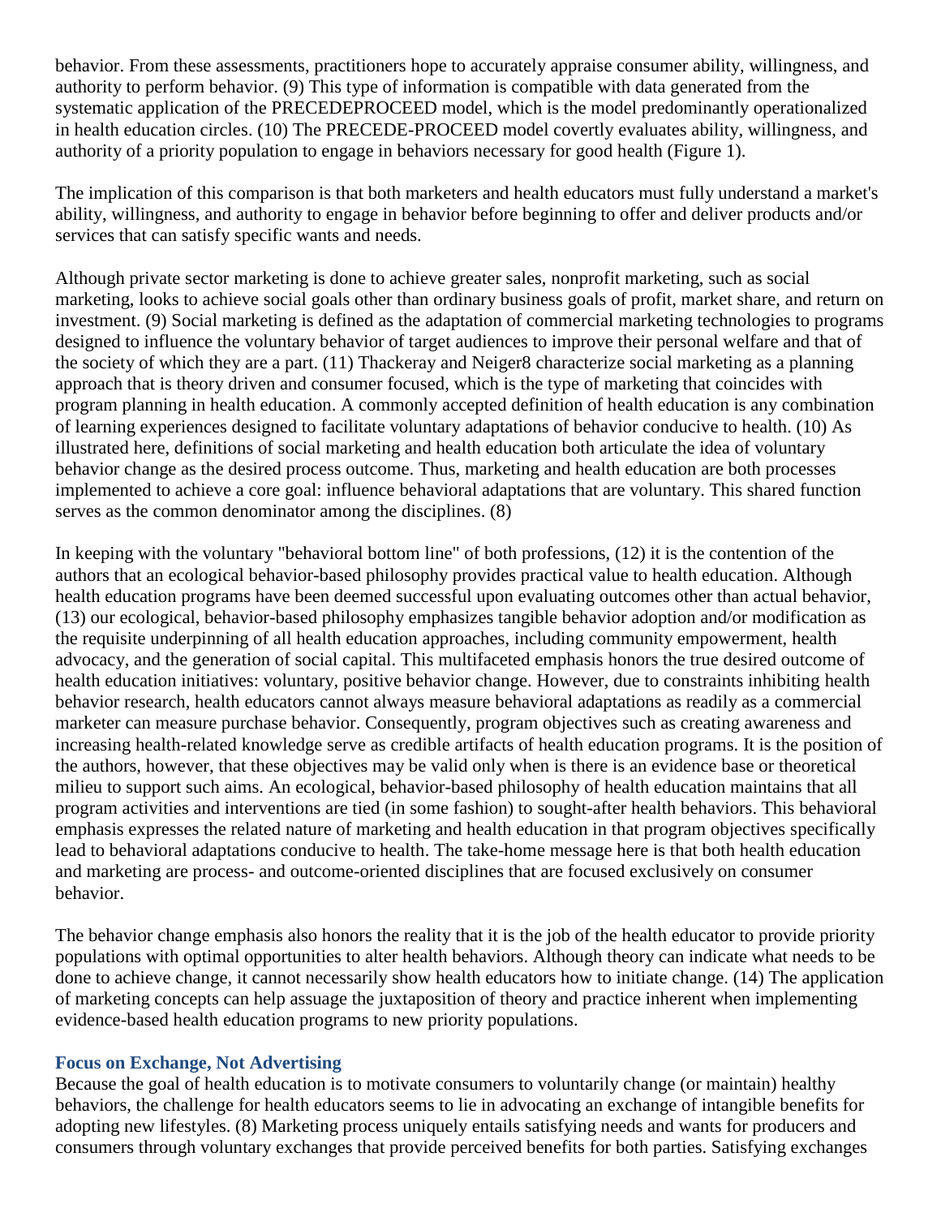behavior. From these assessments, practitioners hope to accurately appraise consumer ability, willingness, and authority to perform behavior. (9) This type of information is compatible with data generated from the systematic application of the PRECEDEPROCEED model, which is the model predominantly operationalized in health education circles. (10) The PRECEDE-PROCEED model covertly evaluates ability, willingness, and authority of a priority population to engage in behaviors necessary for good health (Figure 1).

The implication of this comparison is that both marketers and health educators must fully understand a market's ability, willingness, and authority to engage in behavior before beginning to offer and deliver products and/or services that can satisfy specific wants and needs.

Although private sector marketing is done to achieve greater sales, nonprofit marketing, such as social marketing, looks to achieve social goals other than ordinary business goals of profit, market share, and return on investment. (9) Social marketing is defined as the adaptation of commercial marketing technologies to programs designed to influence the voluntary behavior of target audiences to improve their personal welfare and that of the society of which they are a part. (11) Thackeray and Neiger8 characterize social marketing as a planning approach that is theory driven and consumer focused, which is the type of marketing that coincides with program planning in health education. A commonly accepted definition of health education is any combination of learning experiences designed to facilitate voluntary adaptations of behavior conducive to health. (10) As illustrated here, definitions of social marketing and health education both articulate the idea of voluntary behavior change as the desired process outcome. Thus, marketing and health education are both processes implemented to achieve a core goal: influence behavioral adaptations that are voluntary. This shared function serves as the common denominator among the disciplines. (8)

In keeping with the voluntary "behavioral bottom line" of both professions, (12) it is the contention of the authors that an ecological behavior-based philosophy provides practical value to health education. Although health education programs have been deemed successful upon evaluating outcomes other than actual behavior, (13) our ecological, behavior-based philosophy emphasizes tangible behavior adoption and/or modification as the requisite underpinning of all health education approaches, including community empowerment, health advocacy, and the generation of social capital. This multifaceted emphasis honors the true desired outcome of health education initiatives: voluntary, positive behavior change. However, due to constraints inhibiting health behavior research, health educators cannot always measure behavioral adaptations as readily as a commercial marketer can measure purchase behavior. Consequently, program objectives such as creating awareness and increasing health-related knowledge serve as credible artifacts of health education programs. It is the position of the authors, however, that these objectives may be valid only when is there is an evidence base or theoretical milieu to support such aims. An ecological, behavior-based philosophy of health education maintains that all program activities and interventions are tied (in some fashion) to sought-after health behaviors. This behavioral emphasis expresses the related nature of marketing and health education in that program objectives specifically lead to behavioral adaptations conducive to health. The take-home message here is that both health education and marketing are process- and outcome-oriented disciplines that are focused exclusively on consumer behavior.

The behavior change emphasis also honors the reality that it is the job of the health educator to provide priority populations with optimal opportunities to alter health behaviors. Although theory can indicate what needs to be done to achieve change, it cannot necessarily show health educators how to initiate change. (14) The application of marketing concepts can help assuage the juxtaposition of theory and practice inherent when implementing evidence-based health education programs to new priority populations.

### Focus on Exchange, Not Advertising

Because the goal of health education is to motivate consumers to voluntarily change (or maintain) healthy behaviors, the challenge for health educators seems to lie in advocating an exchange of intangible benefits for adopting new lifestyles. (8) Marketing process uniquely entails satisfying needs and wants for producers and consumers through voluntary exchanges that provide perceived benefits for both parties. Satisfying exchanges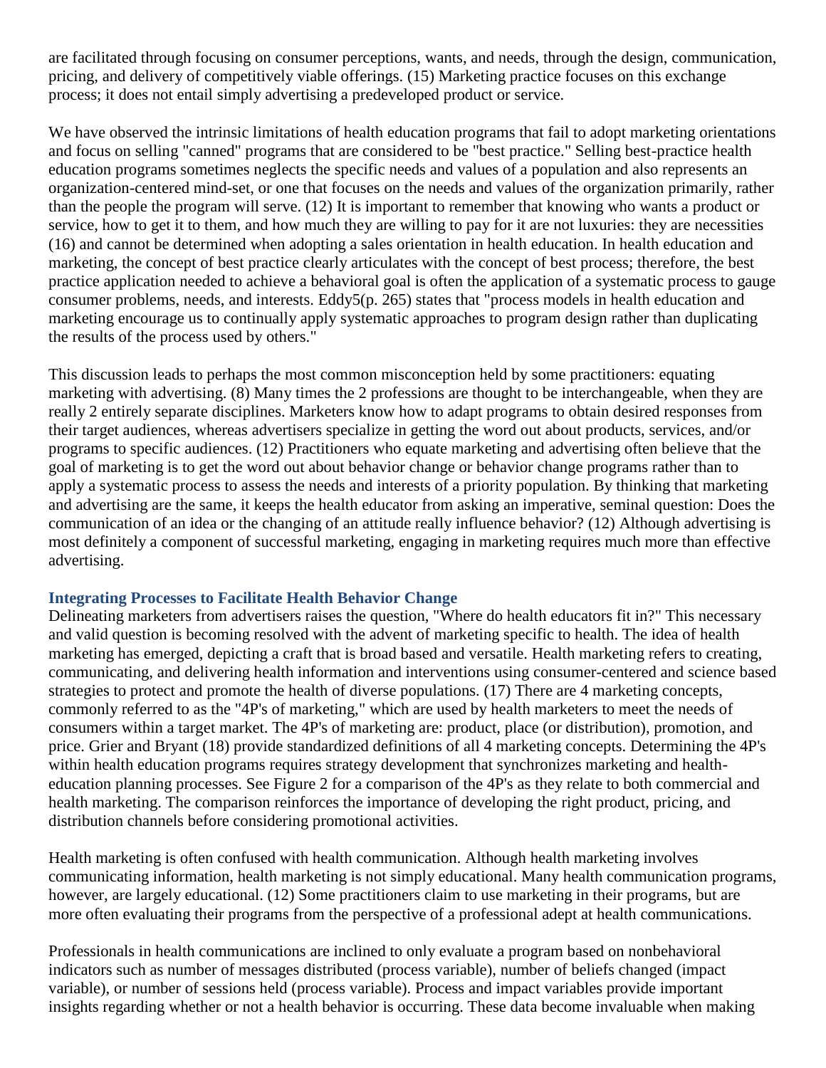are facilitated through focusing on consumer perceptions, wants, and needs, through the design, communication, pricing, and delivery of competitively viable offerings. (15) Marketing practice focuses on this exchange process; it does not entail simply advertising a predeveloped product or service.

We have observed the intrinsic limitations of health education programs that fail to adopt marketing orientations and focus on selling "canned" programs that are considered to be "best practice." Selling best-practice health education programs sometimes neglects the specific needs and values of a population and also represents an organization-centered mind-set, or one that focuses on the needs and values of the organization primarily, rather than the people the program will serve. (12) It is important to remember that knowing who wants a product or service, how to get it to them, and how much they are willing to pay for it are not luxuries: they are necessities (16) and cannot be determined when adopting a sales orientation in health education. In health education and marketing, the concept of best practice clearly articulates with the concept of best process; therefore, the best practice application needed to achieve a behavioral goal is often the application of a systematic process to gauge consumer problems, needs, and interests. Eddy5(p. 265) states that "process models in health education and marketing encourage us to continually apply systematic approaches to program design rather than duplicating the results of the process used by others."

This discussion leads to perhaps the most common misconception held by some practitioners: equating marketing with advertising. (8) Many times the 2 professions are thought to be interchangeable, when they are really 2 entirely separate disciplines. Marketers know how to adapt programs to obtain desired responses from their target audiences, whereas advertisers specialize in getting the word out about products, services, and/or programs to specific audiences. (12) Practitioners who equate marketing and advertising often believe that the goal of marketing is to get the word out about behavior change or behavior change programs rather than to apply a systematic process to assess the needs and interests of a priority population. By thinking that marketing and advertising are the same, it keeps the health educator from asking an imperative, seminal question: Does the communication of an idea or the changing of an attitude really influence behavior? (12) Although advertising is most definitely a component of successful marketing, engaging in marketing requires much more than effective advertising.

### Integrating Processes to Facilitate Health Behavior Change

Delineating marketers from advertisers raises the question, "Where do health educators fit in?" This necessary and valid question is becoming resolved with the advent of marketing specific to health. The idea of health marketing has emerged, depicting a craft that is broad based and versatile. Health marketing refers to creating, communicating, and delivering health information and interventions using consumer-centered and science based strategies to protect and promote the health of diverse populations. (17) There are 4 marketing concepts, commonly referred to as the "4P's of marketing," which are used by health marketers to meet the needs of consumers within a target market. The 4P's of marketing are: product, place (or distribution), promotion, and price. Grier and Bryant (18) provide standardized definitions of all 4 marketing concepts. Determining the 4P's within health education programs requires strategy development that synchronizes marketing and health-education planning processes. See Figure 2 for a comparison of the 4P's as they relate to both commercial and health marketing. The comparison reinforces the importance of developing the right product, pricing, and distribution channels before considering promotional activities.

Health marketing is often confused with health communication. Although health marketing involves communicating information, health marketing is not simply educational. Many health communication programs, however, are largely educational. (12) Some practitioners claim to use marketing in their programs, but are more often evaluating their programs from the perspective of a professional adept at health communications.

Professionals in health communications are inclined to only evaluate a program based on nonbehavioral indicators such as number of messages distributed (process variable), number of beliefs changed (impact variable), or number of sessions held (process variable). Process and impact variables provide important insights regarding whether or not a health behavior is occurring. These data become invaluable when making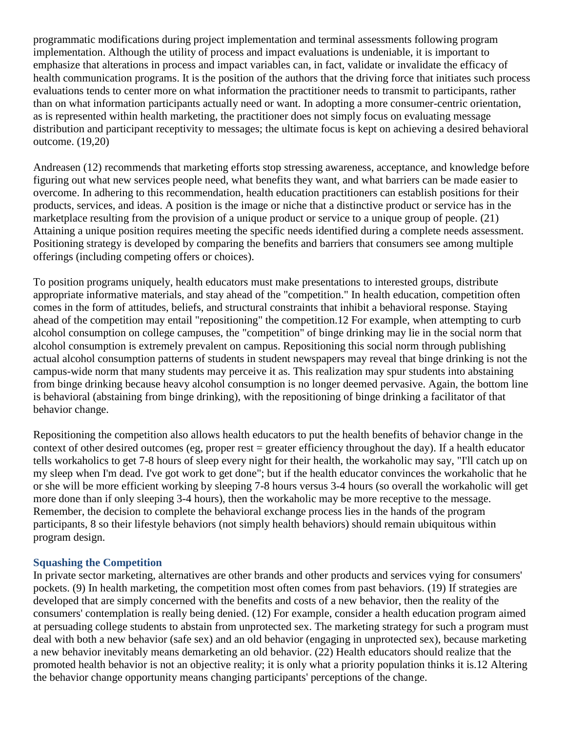programmatic modifications during project implementation and terminal assessments following program implementation. Although the utility of process and impact evaluations is undeniable, it is important to emphasize that alterations in process and impact variables can, in fact, validate or invalidate the efficacy of health communication programs. It is the position of the authors that the driving force that initiates such process evaluations tends to center more on what information the practitioner needs to transmit to participants, rather than on what information participants actually need or want. In adopting a more consumer-centric orientation, as is represented within health marketing, the practitioner does not simply focus on evaluating message distribution and participant receptivity to messages; the ultimate focus is kept on achieving a desired behavioral outcome. (19,20)

Andreasen (12) recommends that marketing efforts stop stressing awareness, acceptance, and knowledge before figuring out what new services people need, what benefits they want, and what barriers can be made easier to overcome. In adhering to this recommendation, health education practitioners can establish positions for their products, services, and ideas. A position is the image or niche that a distinctive product or service has in the marketplace resulting from the provision of a unique product or service to a unique group of people. (21) Attaining a unique position requires meeting the specific needs identified during a complete needs assessment. Positioning strategy is developed by comparing the benefits and barriers that consumers see among multiple offerings (including competing offers or choices).

To position programs uniquely, health educators must make presentations to interested groups, distribute appropriate informative materials, and stay ahead of the "competition." In health education, competition often comes in the form of attitudes, beliefs, and structural constraints that inhibit a behavioral response. Staying ahead of the competition may entail "repositioning" the competition.12 For example, when attempting to curb alcohol consumption on college campuses, the "competition" of binge drinking may lie in the social norm that alcohol consumption is extremely prevalent on campus. Repositioning this social norm through publishing actual alcohol consumption patterns of students in student newspapers may reveal that binge drinking is not the campus-wide norm that many students may perceive it as. This realization may spur students into abstaining from binge drinking because heavy alcohol consumption is no longer deemed pervasive. Again, the bottom line is behavioral (abstaining from binge drinking), with the repositioning of binge drinking a facilitator of that behavior change.

Repositioning the competition also allows health educators to put the health benefits of behavior change in the context of other desired outcomes (eg, proper rest = greater efficiency throughout the day). If a health educator tells workaholics to get 7-8 hours of sleep every night for their health, the workaholic may say, "I'll catch up on my sleep when I'm dead. I've got work to get done"; but if the health educator convinces the workaholic that he or she will be more efficient working by sleeping 7-8 hours versus 3-4 hours (so overall the workaholic will get more done than if only sleeping 3-4 hours), then the workaholic may be more receptive to the message. Remember, the decision to complete the behavioral exchange process lies in the hands of the program participants, 8 so their lifestyle behaviors (not simply health behaviors) should remain ubiquitous within program design.

### Squashing the Competition

In private sector marketing, alternatives are other brands and other products and services vying for consumers' pockets. (9) In health marketing, the competition most often comes from past behaviors. (19) If strategies are developed that are simply concerned with the benefits and costs of a new behavior, then the reality of the consumers' contemplation is really being denied. (12) For example, consider a health education program aimed at persuading college students to abstain from unprotected sex. The marketing strategy for such a program must deal with both a new behavior (safe sex) and an old behavior (engaging in unprotected sex), because marketing a new behavior inevitably means demarketing an old behavior. (22) Health educators should realize that the promoted health behavior is not an objective reality; it is only what a priority population thinks it is.12 Altering the behavior change opportunity means changing participants' perceptions of the change.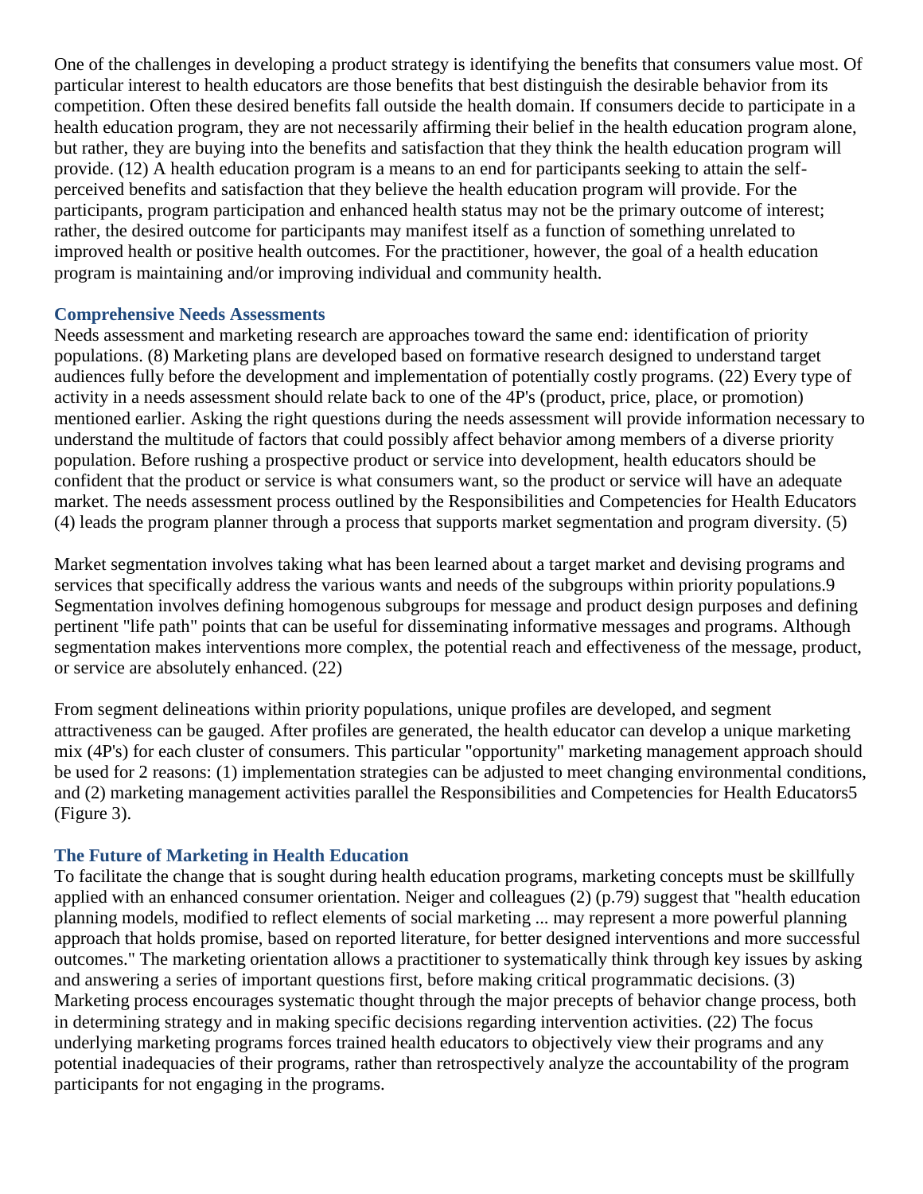One of the challenges in developing a product strategy is identifying the benefits that consumers value most. Of particular interest to health educators are those benefits that best distinguish the desirable behavior from its competition. Often these desired benefits fall outside the health domain. If consumers decide to participate in a health education program, they are not necessarily affirming their belief in the health education program alone, but rather, they are buying into the benefits and satisfaction that they think the health education program will provide. (12) A health education program is a means to an end for participants seeking to attain the self-perceived benefits and satisfaction that they believe the health education program will provide. For the participants, program participation and enhanced health status may not be the primary outcome of interest; rather, the desired outcome for participants may manifest itself as a function of something unrelated to improved health or positive health outcomes. For the practitioner, however, the goal of a health education program is maintaining and/or improving individual and community health.

### Comprehensive Needs Assessments

Needs assessment and marketing research are approaches toward the same end: identification of priority populations. (8) Marketing plans are developed based on formative research designed to understand target audiences fully before the development and implementation of potentially costly programs. (22) Every type of activity in a needs assessment should relate back to one of the 4P's (product, price, place, or promotion) mentioned earlier. Asking the right questions during the needs assessment will provide information necessary to understand the multitude of factors that could possibly affect behavior among members of a diverse priority population. Before rushing a prospective product or service into development, health educators should be confident that the product or service is what consumers want, so the product or service will have an adequate market. The needs assessment process outlined by the Responsibilities and Competencies for Health Educators (4) leads the program planner through a process that supports market segmentation and program diversity. (5)

Market segmentation involves taking what has been learned about a target market and devising programs and services that specifically address the various wants and needs of the subgroups within priority populations.9 Segmentation involves defining homogenous subgroups for message and product design purposes and defining pertinent "life path" points that can be useful for disseminating informative messages and programs. Although segmentation makes interventions more complex, the potential reach and effectiveness of the message, product, or service are absolutely enhanced. (22)

From segment delineations within priority populations, unique profiles are developed, and segment attractiveness can be gauged. After profiles are generated, the health educator can develop a unique marketing mix (4P's) for each cluster of consumers. This particular "opportunity" marketing management approach should be used for 2 reasons: (1) implementation strategies can be adjusted to meet changing environmental conditions, and (2) marketing management activities parallel the Responsibilities and Competencies for Health Educators5 (Figure 3).

### The Future of Marketing in Health Education

To facilitate the change that is sought during health education programs, marketing concepts must be skillfully applied with an enhanced consumer orientation. Neiger and colleagues (2) (p.79) suggest that "health education planning models, modified to reflect elements of social marketing ... may represent a more powerful planning approach that holds promise, based on reported literature, for better designed interventions and more successful outcomes." The marketing orientation allows a practitioner to systematically think through key issues by asking and answering a series of important questions first, before making critical programmatic decisions. (3) Marketing process encourages systematic thought through the major precepts of behavior change process, both in determining strategy and in making specific decisions regarding intervention activities. (22) The focus underlying marketing programs forces trained health educators to objectively view their programs and any potential inadequacies of their programs, rather than retrospectively analyze the accountability of the program participants for not engaging in the programs.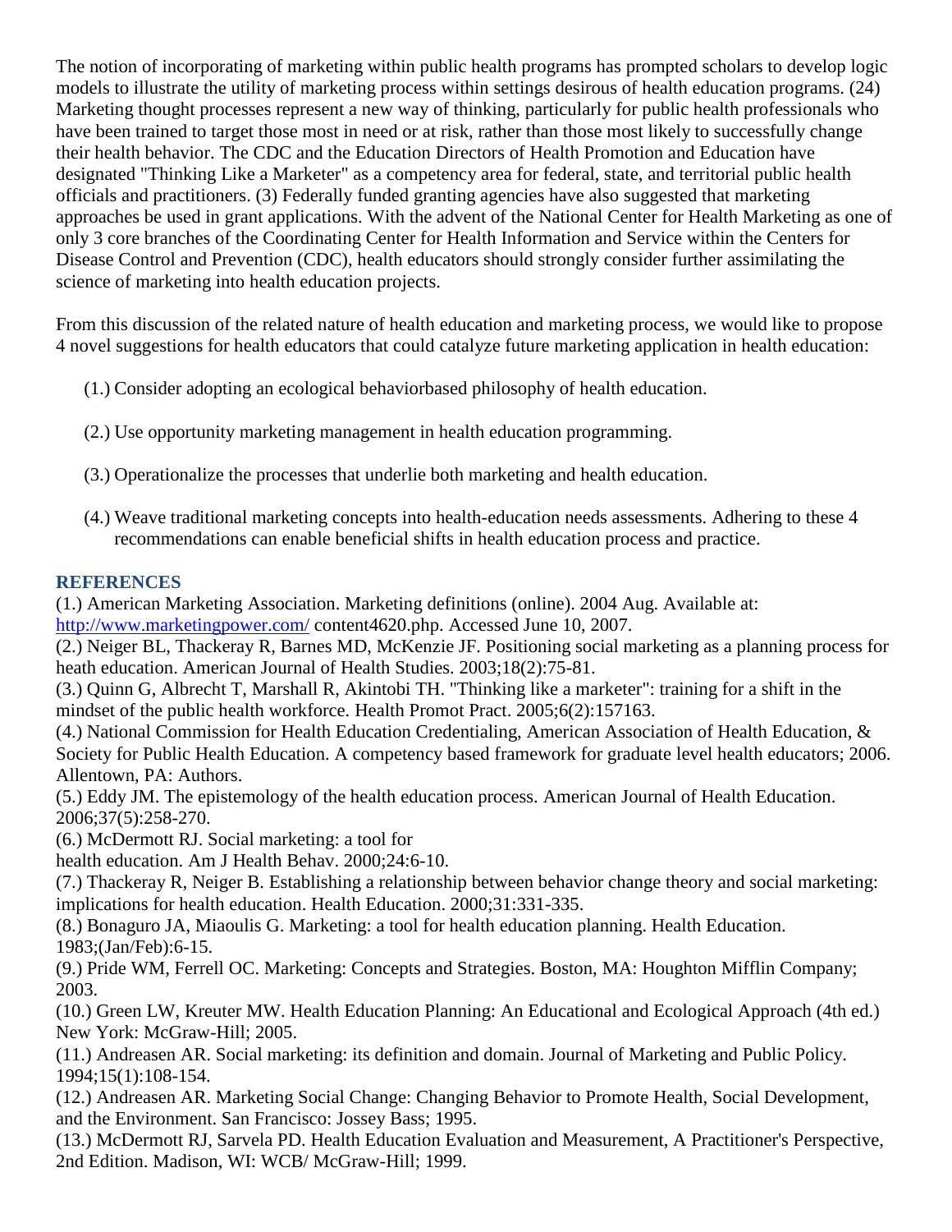The notion of incorporating of marketing within public health programs has prompted scholars to develop logic models to illustrate the utility of marketing process within settings desirous of health education programs. (24) Marketing thought processes represent a new way of thinking, particularly for public health professionals who have been trained to target those most in need or at risk, rather than those most likely to successfully change their health behavior. The CDC and the Education Directors of Health Promotion and Education have designated "Thinking Like a Marketer" as a competency area for federal, state, and territorial public health officials and practitioners. (3) Federally funded granting agencies have also suggested that marketing approaches be used in grant applications. With the advent of the National Center for Health Marketing as one of only 3 core branches of the Coordinating Center for Health Information and Service within the Centers for Disease Control and Prevention (CDC), health educators should strongly consider further assimilating the science of marketing into health education projects.

From this discussion of the related nature of health education and marketing process, we would like to propose 4 novel suggestions for health educators that could catalyze future marketing application in health education:

(1.) Consider adopting an ecological behaviorbased philosophy of health education.

(2.) Use opportunity marketing management in health education programming.

(3.) Operationalize the processes that underlie both marketing and health education.

(4.) Weave traditional marketing concepts into health-education needs assessments. Adhering to these 4 recommendations can enable beneficial shifts in health education process and practice.

## REFERENCES

(1.) American Marketing Association. Marketing definitions (online). 2004 Aug. Available at: http://www.marketingpower.com/ content4620.php. Accessed June 10, 2007.

(2.) Neiger BL, Thackeray R, Barnes MD, McKenzie JF. Positioning social marketing as a planning process for heath education. American Journal of Health Studies. 2003;18(2):75-81.

(3.) Quinn G, Albrecht T, Marshall R, Akintobi TH. "Thinking like a marketer": training for a shift in the mindset of the public health workforce. Health Promot Pract. 2005;6(2):157163.

(4.) National Commission for Health Education Credentialing, American Association of Health Education, & Society for Public Health Education. A competency based framework for graduate level health educators; 2006. Allentown, PA: Authors.

(5.) Eddy JM. The epistemology of the health education process. American Journal of Health Education. 2006;37(5):258-270.

(6.) McDermott RJ. Social marketing: a tool for health education. Am J Health Behav. 2000;24:6-10.

(7.) Thackeray R, Neiger B. Establishing a relationship between behavior change theory and social marketing: implications for health education. Health Education. 2000;31:331-335.

(8.) Bonaguro JA, Miaoulis G. Marketing: a tool for health education planning. Health Education. 1983;(Jan/Feb):6-15.

(9.) Pride WM, Ferrell OC. Marketing: Concepts and Strategies. Boston, MA: Houghton Mifflin Company; 2003.

(10.) Green LW, Kreuter MW. Health Education Planning: An Educational and Ecological Approach (4th ed.) New York: McGraw-Hill; 2005.

(11.) Andreasen AR. Social marketing: its definition and domain. Journal of Marketing and Public Policy. 1994;15(1):108-154.

(12.) Andreasen AR. Marketing Social Change: Changing Behavior to Promote Health, Social Development, and the Environment. San Francisco: Jossey Bass; 1995.

(13.) McDermott RJ, Sarvela PD. Health Education Evaluation and Measurement, A Practitioner's Perspective, 2nd Edition. Madison, WI: WCB/ McGraw-Hill; 1999.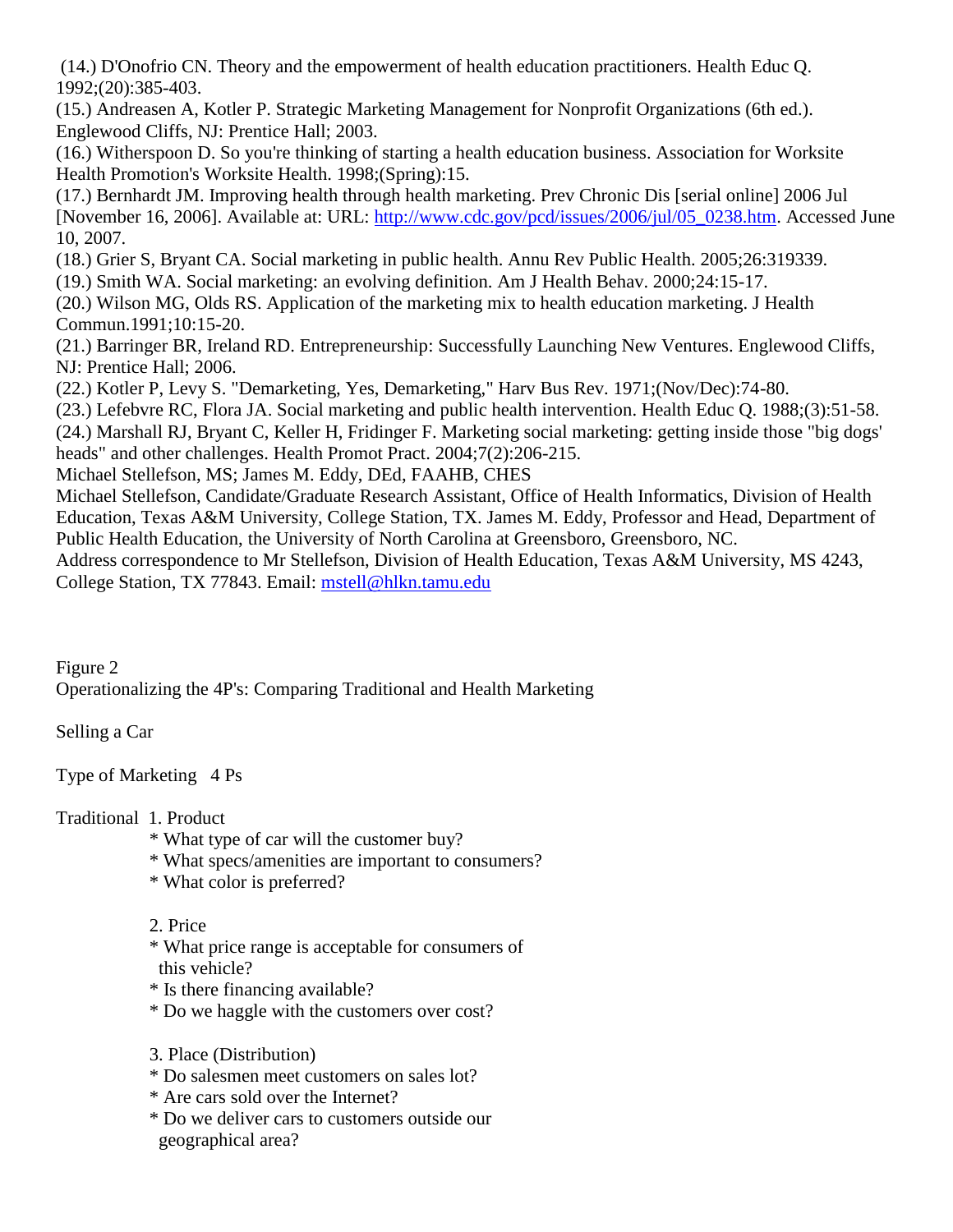(14.) D'Onofrio CN. Theory and the empowerment of health education practitioners. Health Educ Q. 1992;(20):385-403.

(15.) Andreasen A, Kotler P. Strategic Marketing Management for Nonprofit Organizations (6th ed.). Englewood Cliffs, NJ: Prentice Hall; 2003.

(16.) Witherspoon D. So you're thinking of starting a health education business. Association for Worksite Health Promotion's Worksite Health. 1998;(Spring):15.

(17.) Bernhardt JM. Improving health through health marketing. Prev Chronic Dis [serial online] 2006 Jul [November 16, 2006]. Available at: URL: http://www.cdc.gov/pcd/issues/2006/jul/05_0238.htm. Accessed June 10, 2007.

(18.) Grier S, Bryant CA. Social marketing in public health. Annu Rev Public Health. 2005;26:319339.

(19.) Smith WA. Social marketing: an evolving definition. Am J Health Behav. 2000;24:15-17.

(20.) Wilson MG, Olds RS. Application of the marketing mix to health education marketing. J Health Commun.1991;10:15-20.

(21.) Barringer BR, Ireland RD. Entrepreneurship: Successfully Launching New Ventures. Englewood Cliffs, NJ: Prentice Hall; 2006.

(22.) Kotler P, Levy S. "Demarketing, Yes, Demarketing," Harv Bus Rev. 1971;(Nov/Dec):74-80.

(23.) Lefebvre RC, Flora JA. Social marketing and public health intervention. Health Educ Q. 1988;(3):51-58.

(24.) Marshall RJ, Bryant C, Keller H, Fridinger F. Marketing social marketing: getting inside those "big dogs' heads" and other challenges. Health Promot Pract. 2004;7(2):206-215.

Michael Stellefson, MS; James M. Eddy, DEd, FAAHB, CHES

Michael Stellefson, Candidate/Graduate Research Assistant, Office of Health Informatics, Division of Health Education, Texas A&M University, College Station, TX. James M. Eddy, Professor and Head, Department of Public Health Education, the University of North Carolina at Greensboro, Greensboro, NC.

Address correspondence to Mr Stellefson, Division of Health Education, Texas A&M University, MS 4243, College Station, TX 77843. Email: mstell@hlkn.tamu.edu

Figure 2

Operationalizing the 4P's: Comparing Traditional and Health Marketing

Selling a Car

| Type of Marketing | 4 Ps |
|---|---|
| Traditional | 1. Product<br>* What type of car will the customer buy?<br>* What specs/amenities are important to consumers?<br>* What color is preferred? |
| | 2. Price<br>* What price range is acceptable for consumers of this vehicle?<br>* Is there financing available?<br>* Do we haggle with the customers over cost? |
| | 3. Place (Distribution)<br>* Do salesmen meet customers on sales lot?<br>* Are cars sold over the Internet?<br>* Do we deliver cars to customers outside our geographical area? |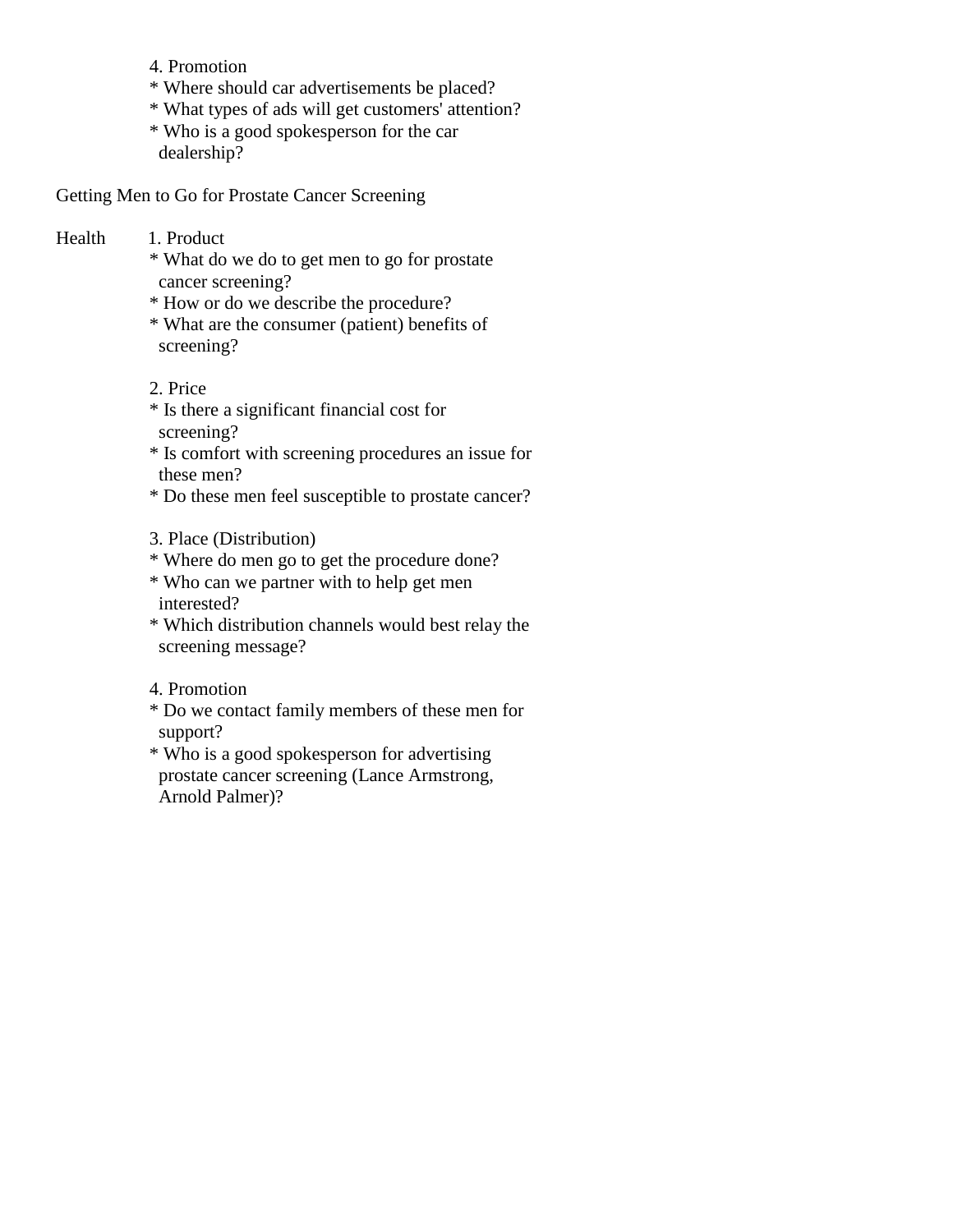4. Promotion
* Where should car advertisements be placed?
* What types of ads will get customers' attention?
* Who is a good spokesperson for the car dealership?

Getting Men to Go for Prostate Cancer Screening

Health

1. Product
* What do we do to get men to go for prostate cancer screening?
* How or do we describe the procedure?
* What are the consumer (patient) benefits of screening?

2. Price
* Is there a significant financial cost for screening?
* Is comfort with screening procedures an issue for these men?
* Do these men feel susceptible to prostate cancer?

3. Place (Distribution)
* Where do men go to get the procedure done?
* Who can we partner with to help get men interested?
* Which distribution channels would best relay the screening message?

4. Promotion
* Do we contact family members of these men for support?
* Who is a good spokesperson for advertising prostate cancer screening (Lance Armstrong, Arnold Palmer)?